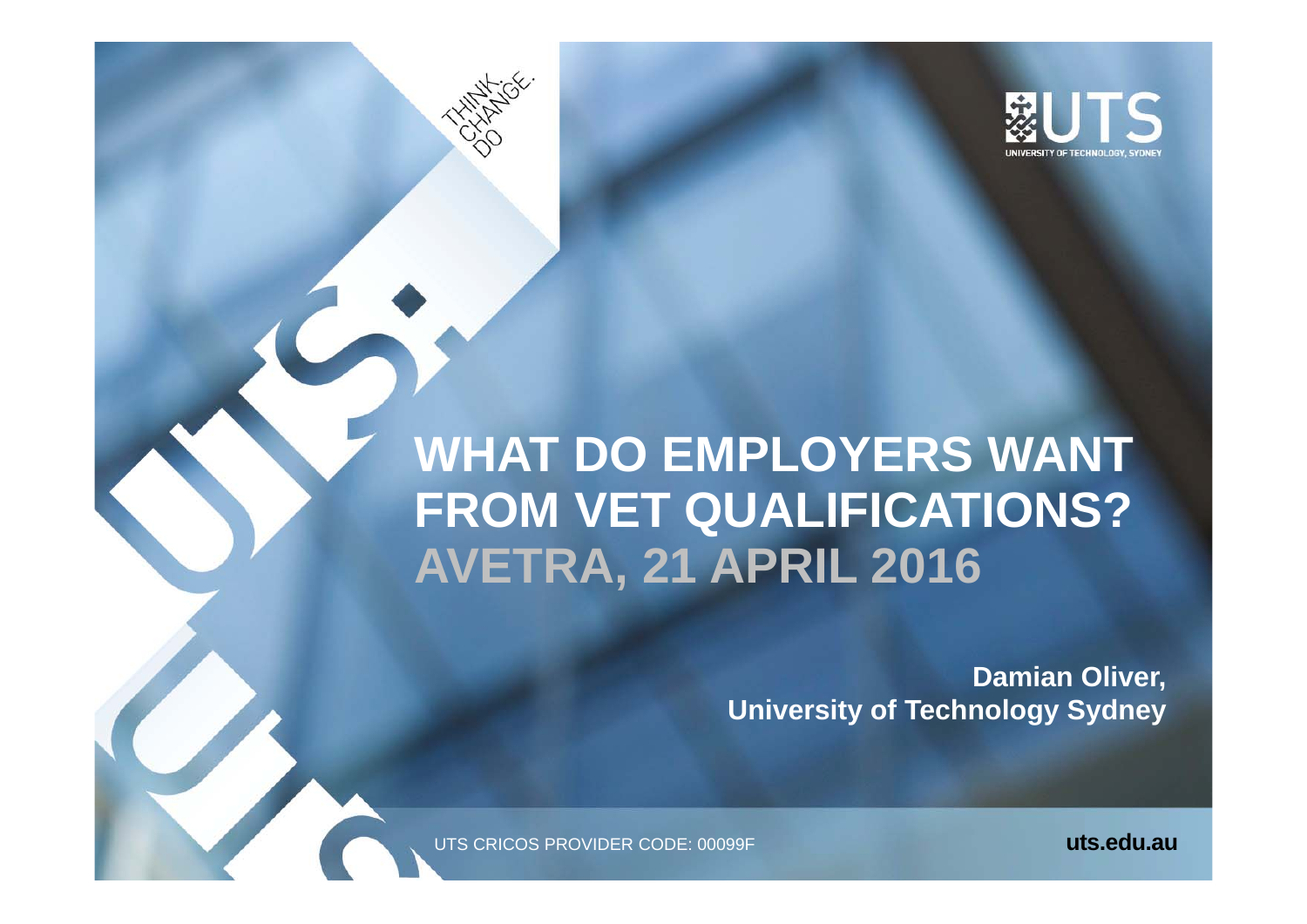# WHAT DO EMPLOYERS WANT FROM VET QUALIFICATIONS?

## AVETRA, 21 APRIL 2016

**Damian Oliver,**
**University of Technology Sydney**

UTS CRICOS PROVIDER CODE: 00099F

**uts.edu.au**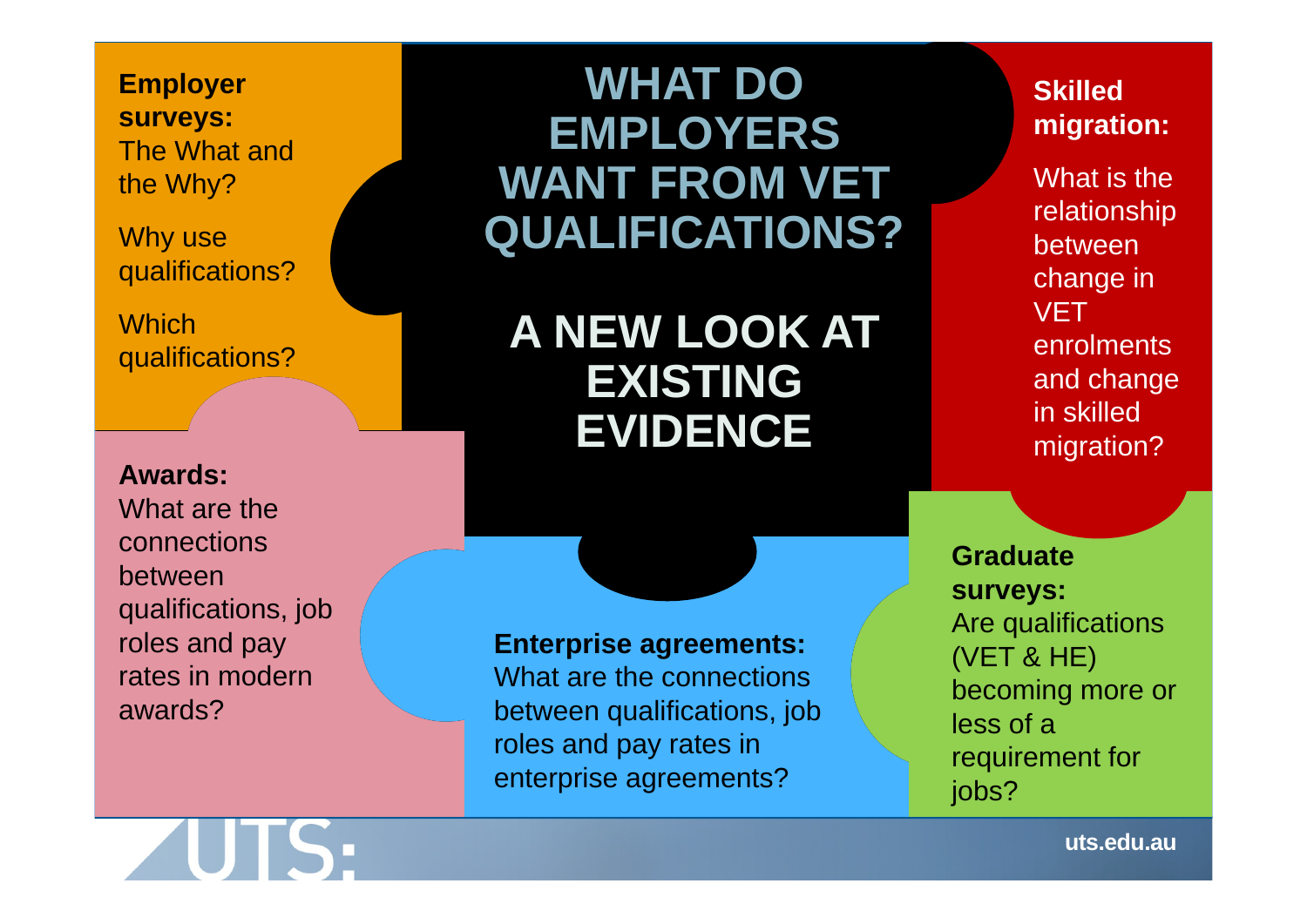# WHAT DO EMPLOYERS WANT FROM VET QUALIFICATIONS?

## A NEW LOOK AT EXISTING EVIDENCE

**Employer surveys:**
The What and the Why?

Why use qualifications?

Which qualifications?

**Skilled migration:**

What is the relationship between change in VET enrolments and change in skilled migration?

**Awards:**
What are the connections between qualifications, job roles and pay rates in modern awards?

**Enterprise agreements:**
What are the connections between qualifications, job roles and pay rates in enterprise agreements?

**Graduate surveys:**
Are qualifications (VET & HE) becoming more or less of a requirement for jobs?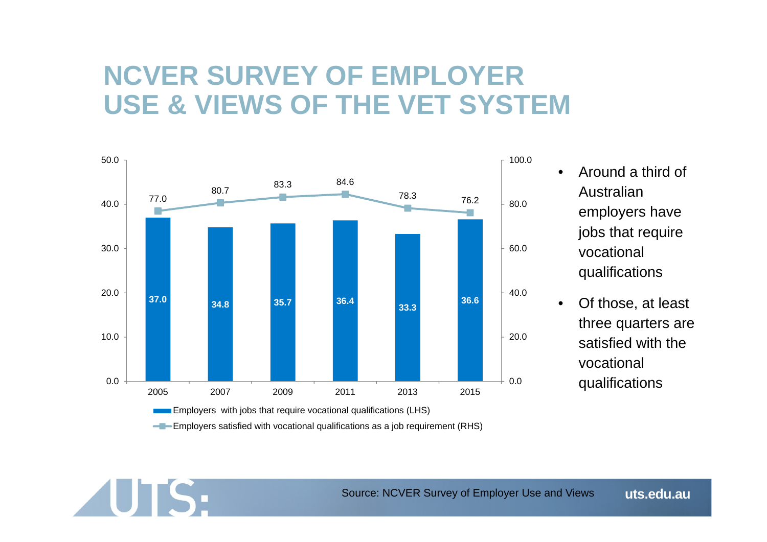# NCVER SURVEY OF EMPLOYER USE & VIEWS OF THE VET SYSTEM

| Year | Employers with jobs that require vocational qualifications (LHS) | Employers satisfied with vocational qualifications as a job requirement (RHS) |
|---|---|---|
| 2005 | 37.0 | 77.0 |
| 2007 | 34.8 | 80.7 |
| 2009 | 35.7 | 83.3 |
| 2011 | 36.4 | 84.6 |
| 2013 | 33.3 | 78.3 |
| 2015 | 36.6 | 76.2 |

- Around a third of Australian employers have jobs that require vocational qualifications
- Of those, at least three quarters are satisfied with the vocational qualifications

Source: NCVER Survey of Employer Use and Views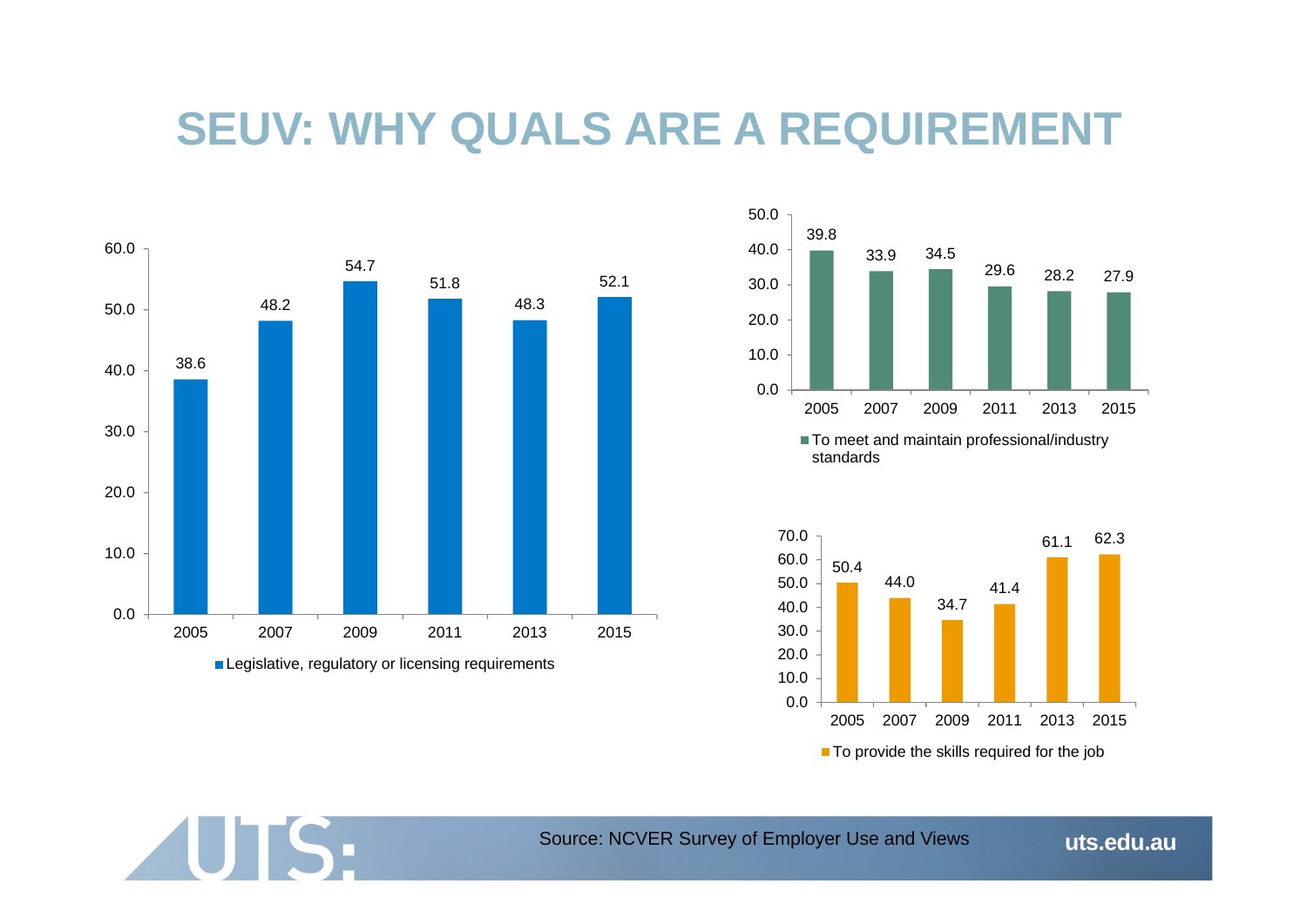# SEUV: WHY QUALS ARE A REQUIREMENT

| Year | Legislative, regulatory or licensing requirements |
|---|---|
| 2005 | 38.6 |
| 2007 | 48.2 |
| 2009 | 54.7 |
| 2011 | 51.8 |
| 2013 | 48.3 |
| 2015 | 52.1 |

| Year | To meet and maintain professional/industry standards |
|---|---|
| 2005 | 39.8 |
| 2007 | 33.9 |
| 2009 | 34.5 |
| 2011 | 29.6 |
| 2013 | 28.2 |
| 2015 | 27.9 |

| Year | To provide the skills required for the job |
|---|---|
| 2005 | 50.4 |
| 2007 | 44.0 |
| 2009 | 34.7 |
| 2011 | 41.4 |
| 2013 | 61.1 |
| 2015 | 62.3 |

Source: NCVER Survey of Employer Use and Views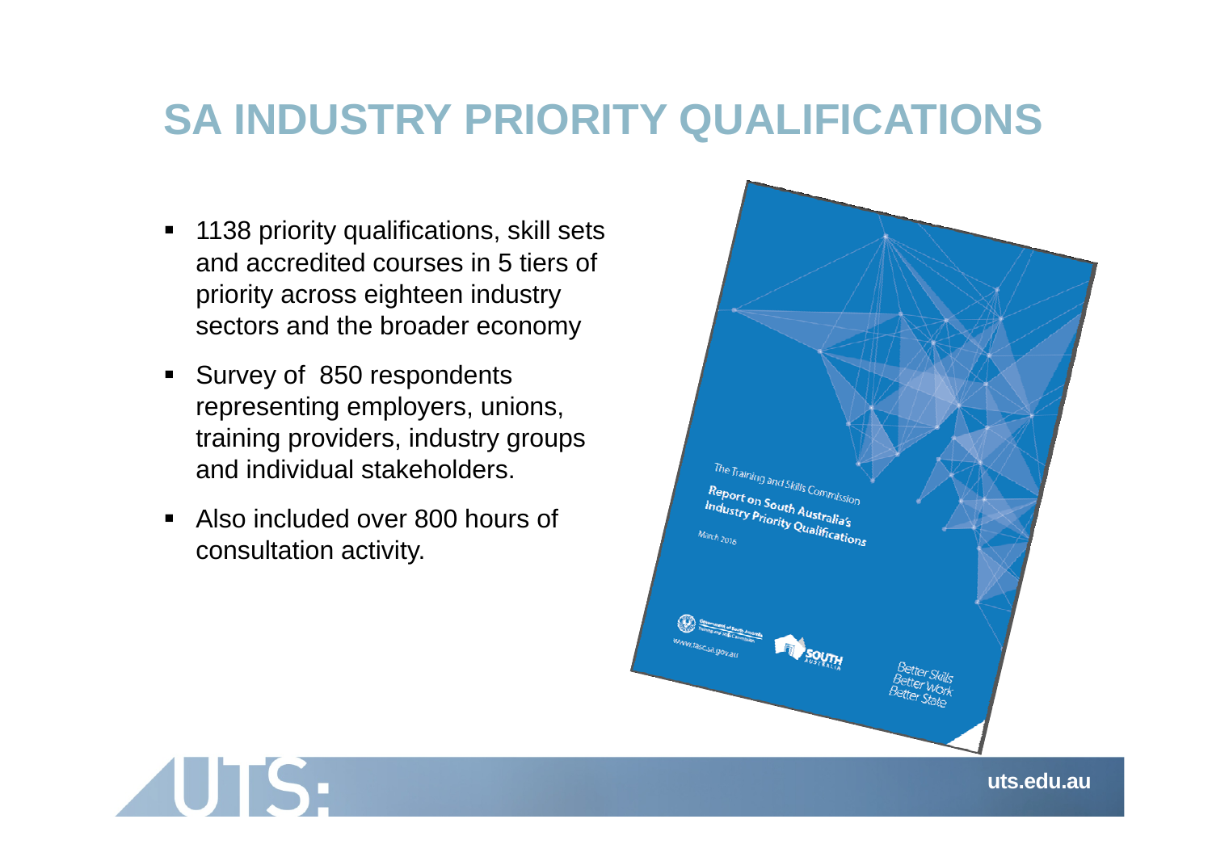# SA INDUSTRY PRIORITY QUALIFICATIONS

- 1138 priority qualifications, skill sets and accredited courses in 5 tiers of priority across eighteen industry sectors and the broader economy
- Survey of 850 respondents representing employers, unions, training providers, industry groups and individual stakeholders.
- Also included over 800 hours of consultation activity.

The Training and Skills Commission

**Report on South Australia's Industry Priority Qualifications**

March 2016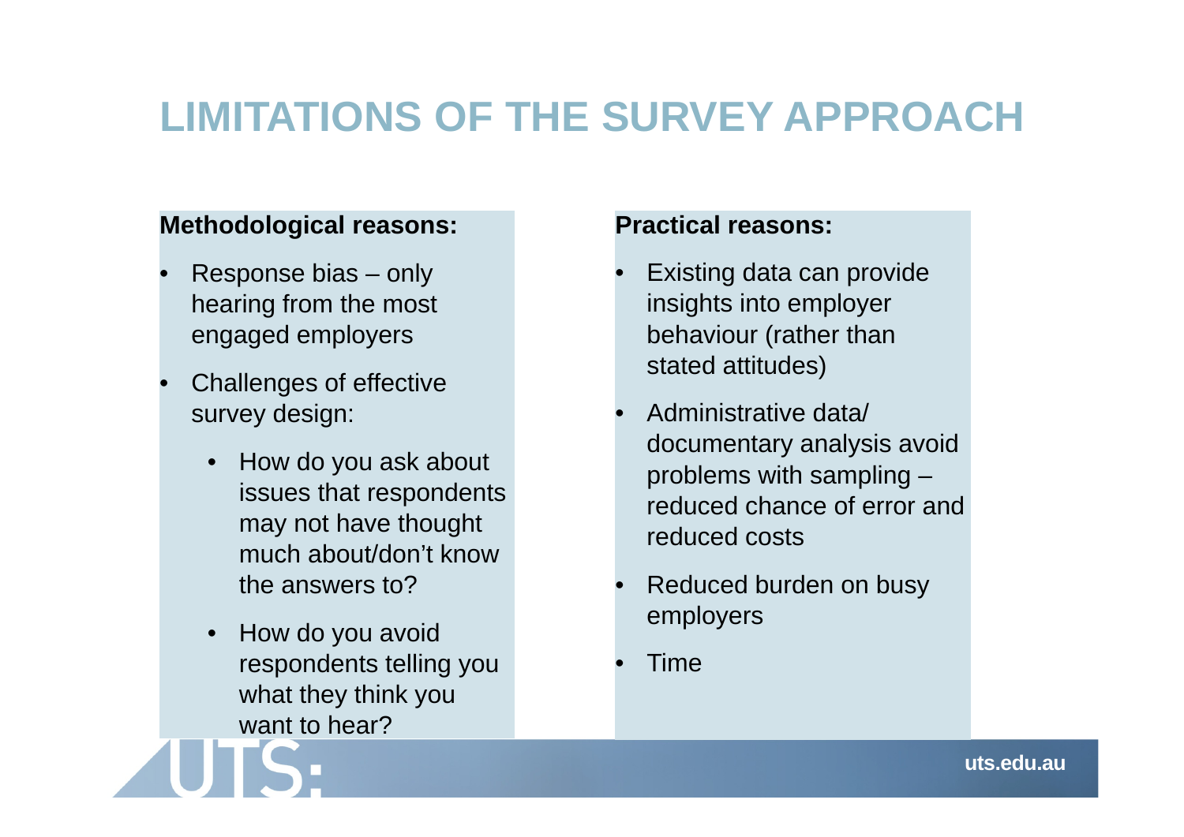# LIMITATIONS OF THE SURVEY APPROACH

**Methodological reasons:**

- Response bias – only hearing from the most engaged employers
- Challenges of effective survey design:
  - How do you ask about issues that respondents may not have thought much about/don't know the answers to?
  - How do you avoid respondents telling you what they think you want to hear?

**Practical reasons:**

- Existing data can provide insights into employer behaviour (rather than stated attitudes)
- Administrative data/ documentary analysis avoid problems with sampling – reduced chance of error and reduced costs
- Reduced burden on busy employers
- Time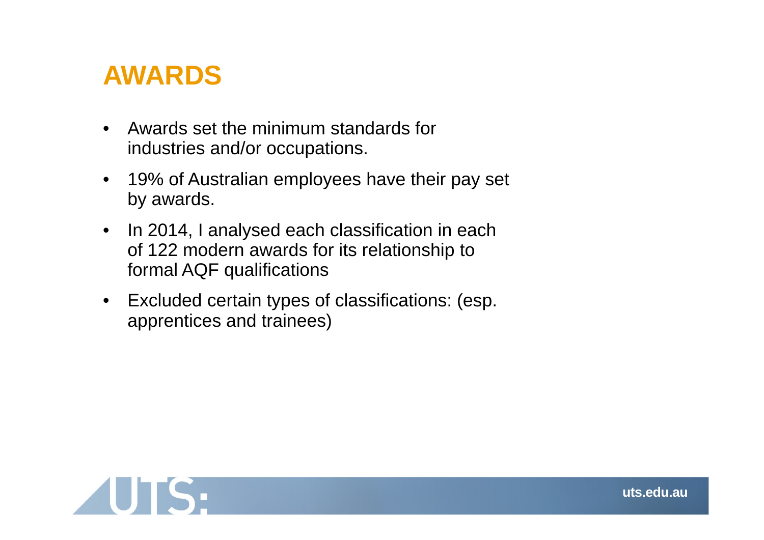# AWARDS

- Awards set the minimum standards for industries and/or occupations.
- 19% of Australian employees have their pay set by awards.
- In 2014, I analysed each classification in each of 122 modern awards for its relationship to formal AQF qualifications
- Excluded certain types of classifications: (esp. apprentices and trainees)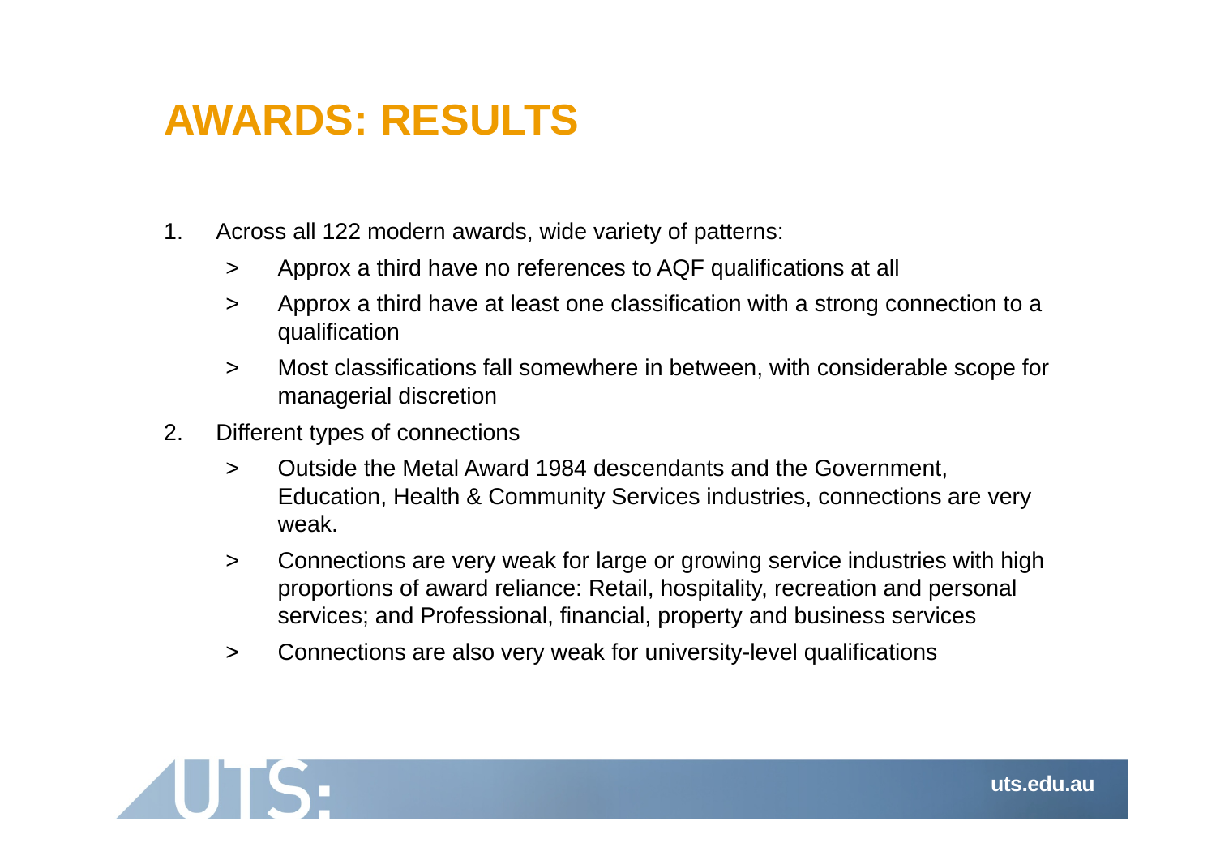# AWARDS: RESULTS

1. Across all 122 modern awards, wide variety of patterns:
   - Approx a third have no references to AQF qualifications at all
   - Approx a third have at least one classification with a strong connection to a qualification
   - Most classifications fall somewhere in between, with considerable scope for managerial discretion
2. Different types of connections
   - Outside the Metal Award 1984 descendants and the Government, Education, Health & Community Services industries, connections are very weak.
   - Connections are very weak for large or growing service industries with high proportions of award reliance: Retail, hospitality, recreation and personal services; and Professional, financial, property and business services
   - Connections are also very weak for university-level qualifications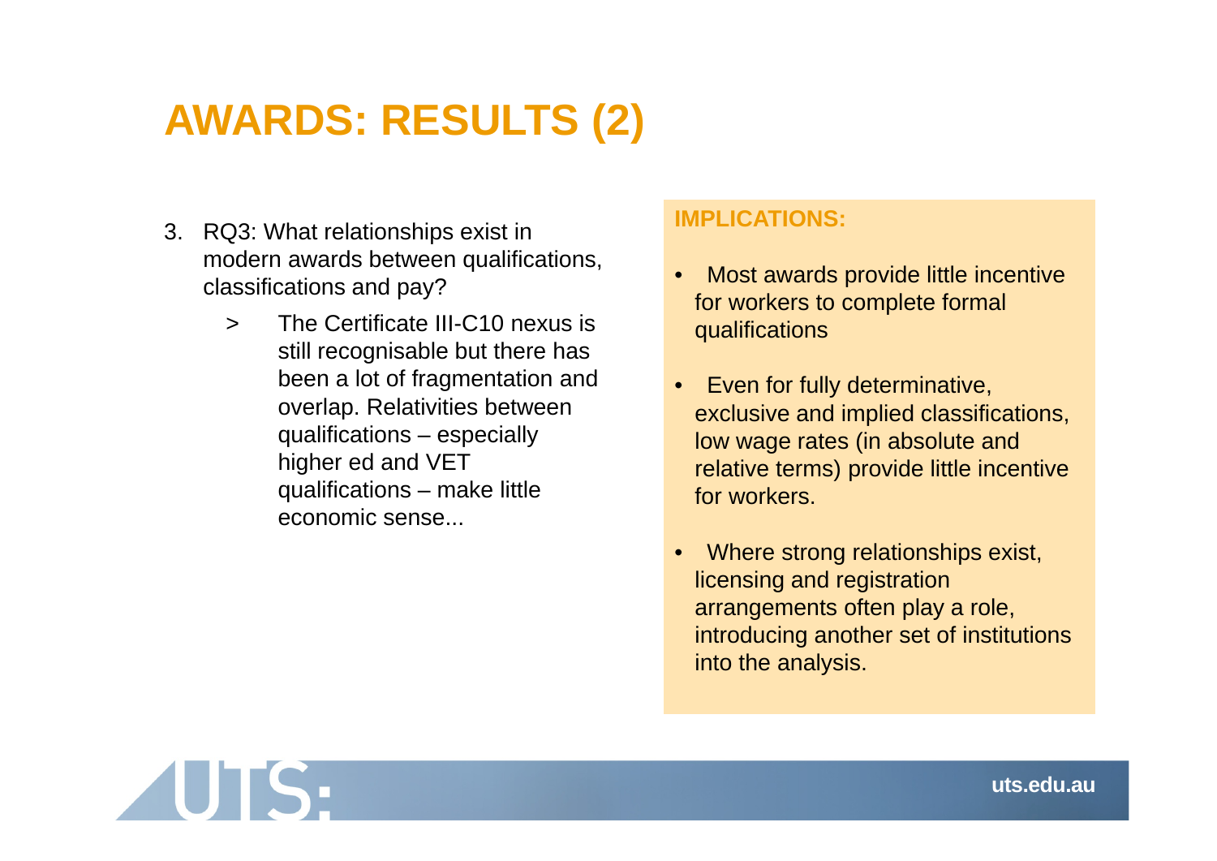# AWARDS: RESULTS (2)

3. RQ3: What relationships exist in modern awards between qualifications, classifications and pay?

   > The Certificate III-C10 nexus is still recognisable but there has been a lot of fragmentation and overlap. Relativities between qualifications – especially higher ed and VET qualifications – make little economic sense...

**IMPLICATIONS:**

- Most awards provide little incentive for workers to complete formal qualifications
- Even for fully determinative, exclusive and implied classifications, low wage rates (in absolute and relative terms) provide little incentive for workers.
- Where strong relationships exist, licensing and registration arrangements often play a role, introducing another set of institutions into the analysis.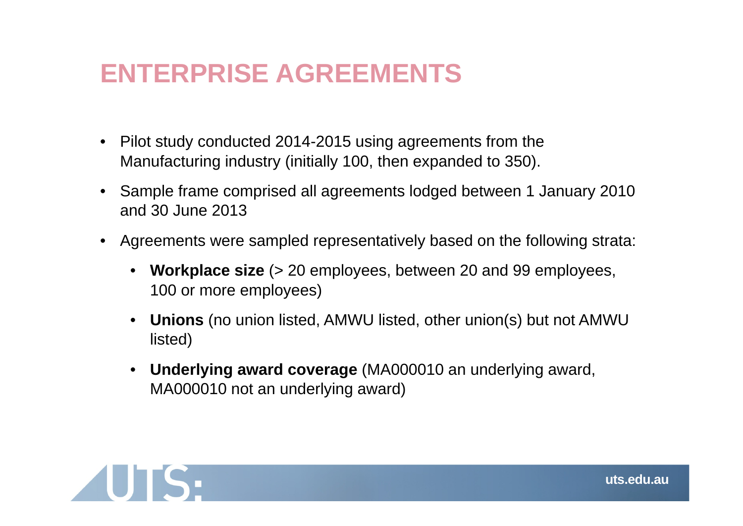# ENTERPRISE AGREEMENTS

- Pilot study conducted 2014-2015 using agreements from the Manufacturing industry (initially 100, then expanded to 350).
- Sample frame comprised all agreements lodged between 1 January 2010 and 30 June 2013
- Agreements were sampled representatively based on the following strata:
  - **Workplace size** (> 20 employees, between 20 and 99 employees, 100 or more employees)
  - **Unions** (no union listed, AMWU listed, other union(s) but not AMWU listed)
  - **Underlying award coverage** (MA000010 an underlying award, MA000010 not an underlying award)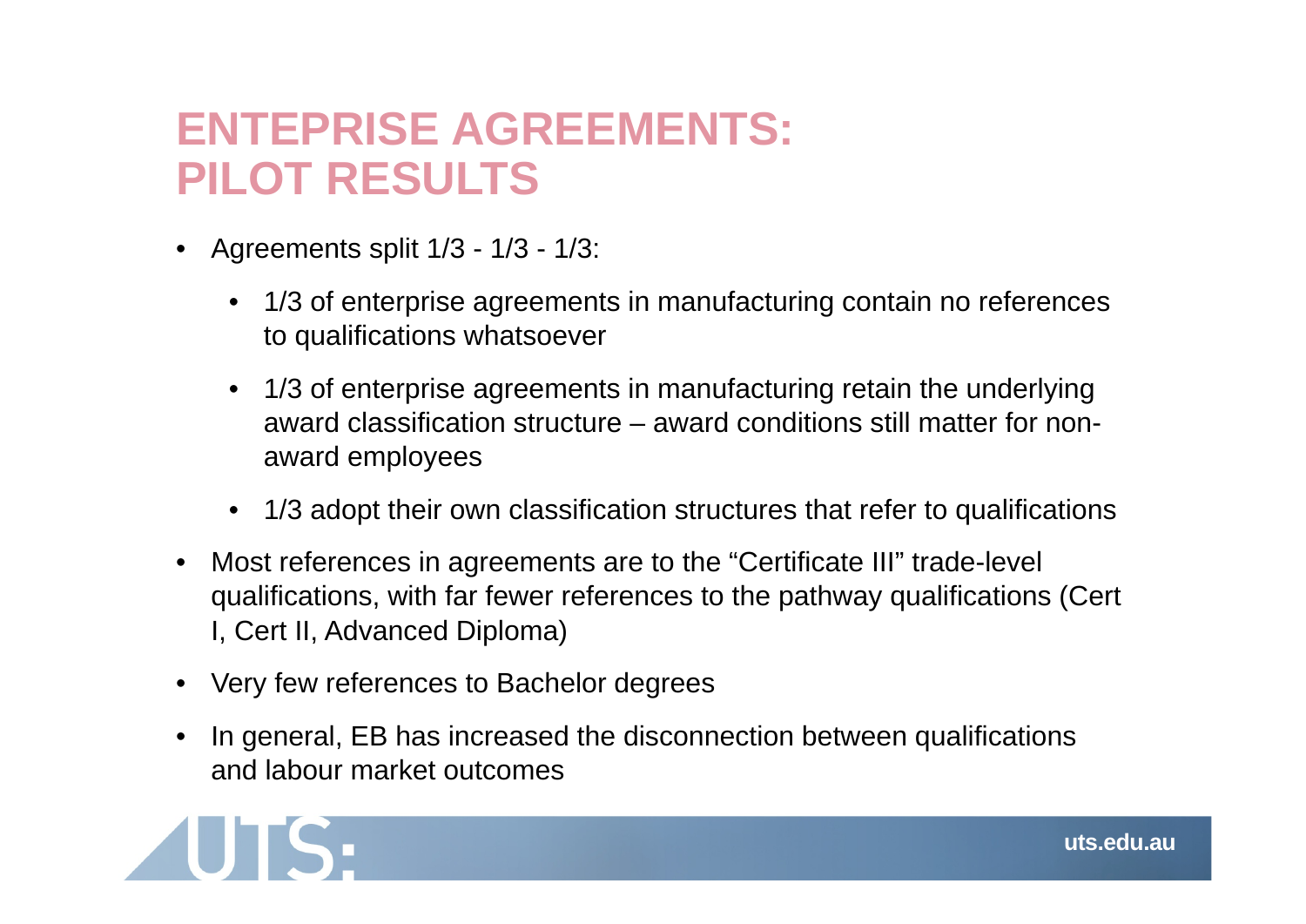# ENTEPRISE AGREEMENTS: PILOT RESULTS

- Agreements split 1/3 - 1/3 - 1/3:
  - 1/3 of enterprise agreements in manufacturing contain no references to qualifications whatsoever
  - 1/3 of enterprise agreements in manufacturing retain the underlying award classification structure – award conditions still matter for non-award employees
  - 1/3 adopt their own classification structures that refer to qualifications
- Most references in agreements are to the "Certificate III" trade-level qualifications, with far fewer references to the pathway qualifications (Cert I, Cert II, Advanced Diploma)
- Very few references to Bachelor degrees
- In general, EB has increased the disconnection between qualifications and labour market outcomes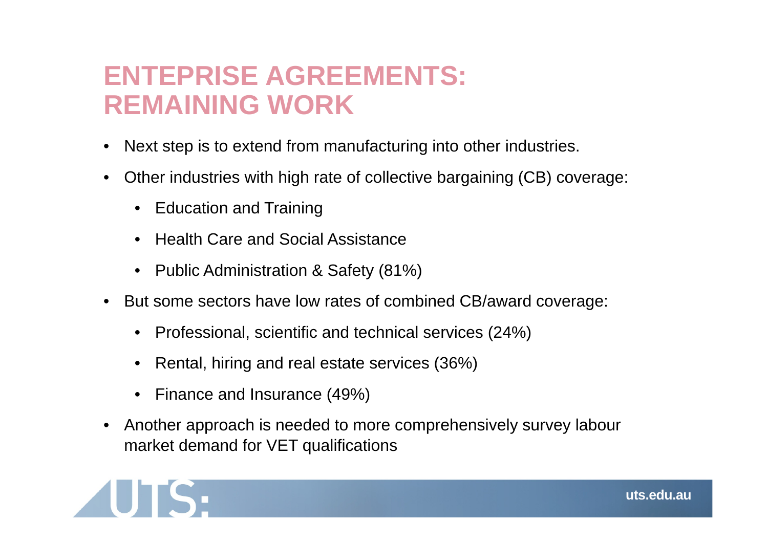# ENTEPRISE AGREEMENTS: REMAINING WORK

- Next step is to extend from manufacturing into other industries.
- Other industries with high rate of collective bargaining (CB) coverage:
  - Education and Training
  - Health Care and Social Assistance
  - Public Administration & Safety (81%)
- But some sectors have low rates of combined CB/award coverage:
  - Professional, scientific and technical services (24%)
  - Rental, hiring and real estate services (36%)
  - Finance and Insurance (49%)
- Another approach is needed to more comprehensively survey labour market demand for VET qualifications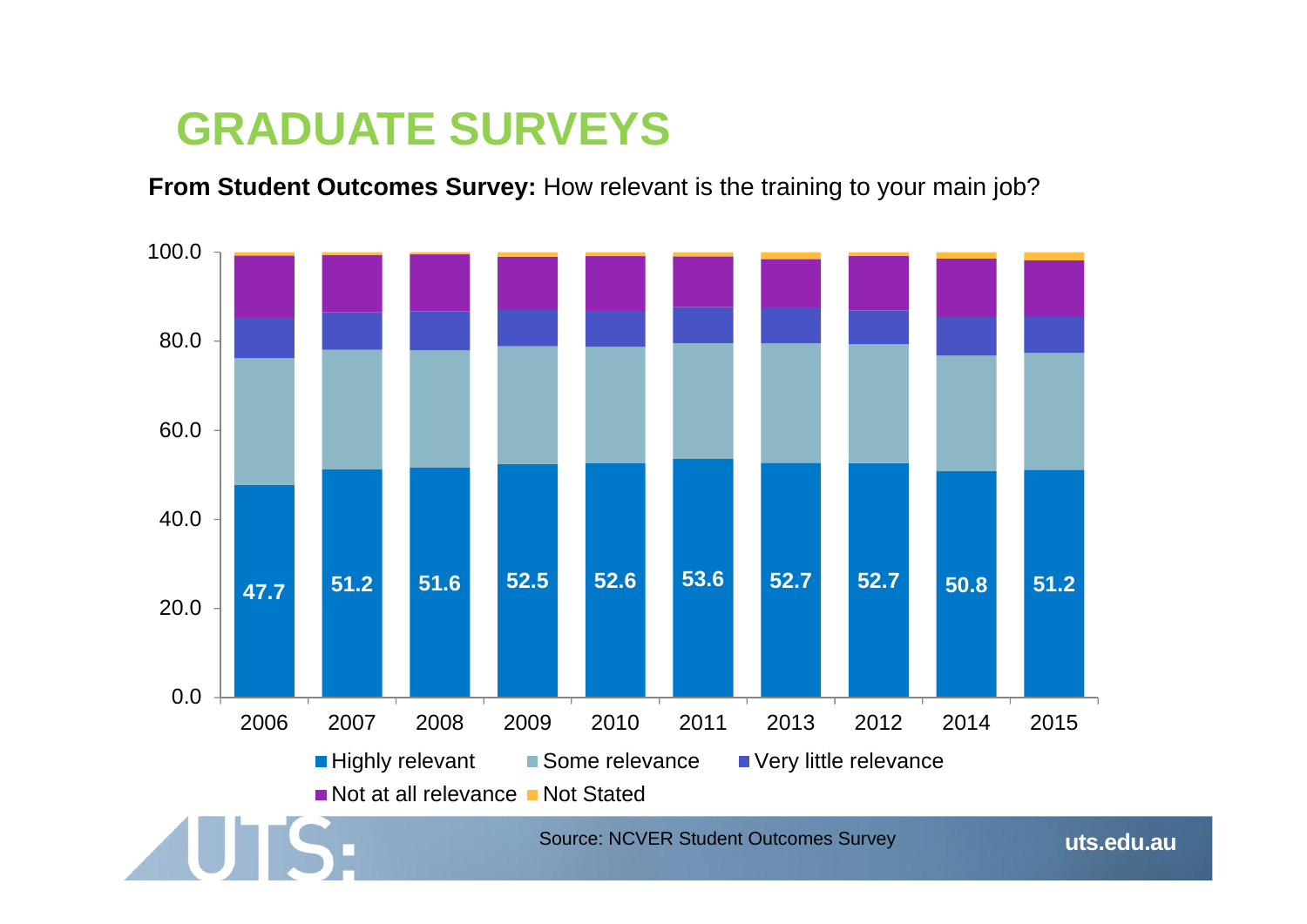# GRADUATE SURVEYS

**From Student Outcomes Survey:** How relevant is the training to your main job?

| Year | Highly relevant |
|---|---|
| 2006 | 47.7 |
| 2007 | 51.2 |
| 2008 | 51.6 |
| 2009 | 52.5 |
| 2010 | 52.6 |
| 2011 | 53.6 |
| 2013 | 52.7 |
| 2012 | 52.7 |
| 2014 | 50.8 |
| 2015 | 51.2 |

Highly relevant · Some relevance · Very little relevance · Not at all relevance · Not Stated

Source: NCVER Student Outcomes Survey

uts.edu.au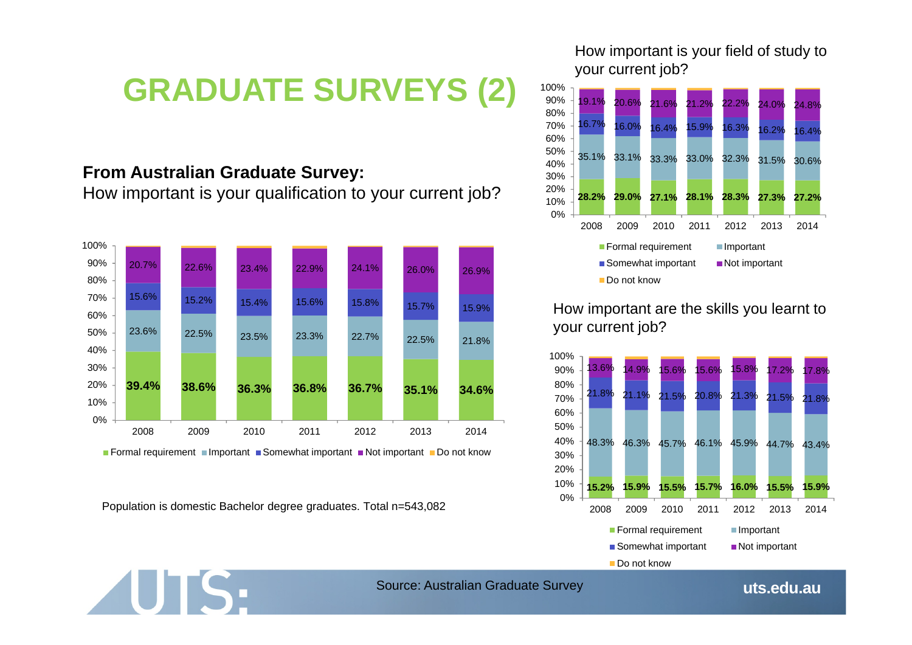# GRADUATE SURVEYS (2)

**From Australian Graduate Survey:**
How important is your qualification to your current job?

| | 2008 | 2009 | 2010 | 2011 | 2012 | 2013 | 2014 |
|---|---|---|---|---|---|---|---|
| Formal requirement | 39.4% | 38.6% | 36.3% | 36.8% | 36.7% | 35.1% | 34.6% |
| Important | 23.6% | 22.5% | 23.5% | 23.3% | 22.7% | 22.5% | 21.8% |
| Somewhat important | 15.6% | 15.2% | 15.4% | 15.6% | 15.8% | 15.7% | 15.9% |
| Not important | 20.7% | 22.6% | 23.4% | 22.9% | 24.1% | 26.0% | 26.9% |

Population is domestic Bachelor degree graduates. Total n=543,082

How important is your field of study to your current job?

| | 2008 | 2009 | 2010 | 2011 | 2012 | 2013 | 2014 |
|---|---|---|---|---|---|---|---|
| Formal requirement | 28.2% | 29.0% | 27.1% | 28.1% | 28.3% | 27.3% | 27.2% |
| Important | 35.1% | 33.1% | 33.3% | 33.0% | 32.3% | 31.5% | 30.6% |
| Somewhat important | 16.7% | 16.0% | 16.4% | 15.9% | 16.3% | 16.2% | 16.4% |
| Not important | 19.1% | 20.6% | 21.6% | 21.2% | 22.2% | 24.0% | 24.8% |

How important are the skills you learnt to your current job?

| | 2008 | 2009 | 2010 | 2011 | 2012 | 2013 | 2014 |
|---|---|---|---|---|---|---|---|
| Formal requirement | 15.2% | 15.9% | 15.5% | 15.7% | 16.0% | 15.5% | 15.9% |
| Important | 48.3% | 46.3% | 45.7% | 46.1% | 45.9% | 44.7% | 43.4% |
| Somewhat important | 21.8% | 21.1% | 21.5% | 20.8% | 21.3% | 21.5% | 21.8% |
| Not important | 13.6% | 14.9% | 15.6% | 15.6% | 15.8% | 17.2% | 17.8% |

Legend: Formal requirement, Important, Somewhat important, Not important, Do not know

Source: Australian Graduate Survey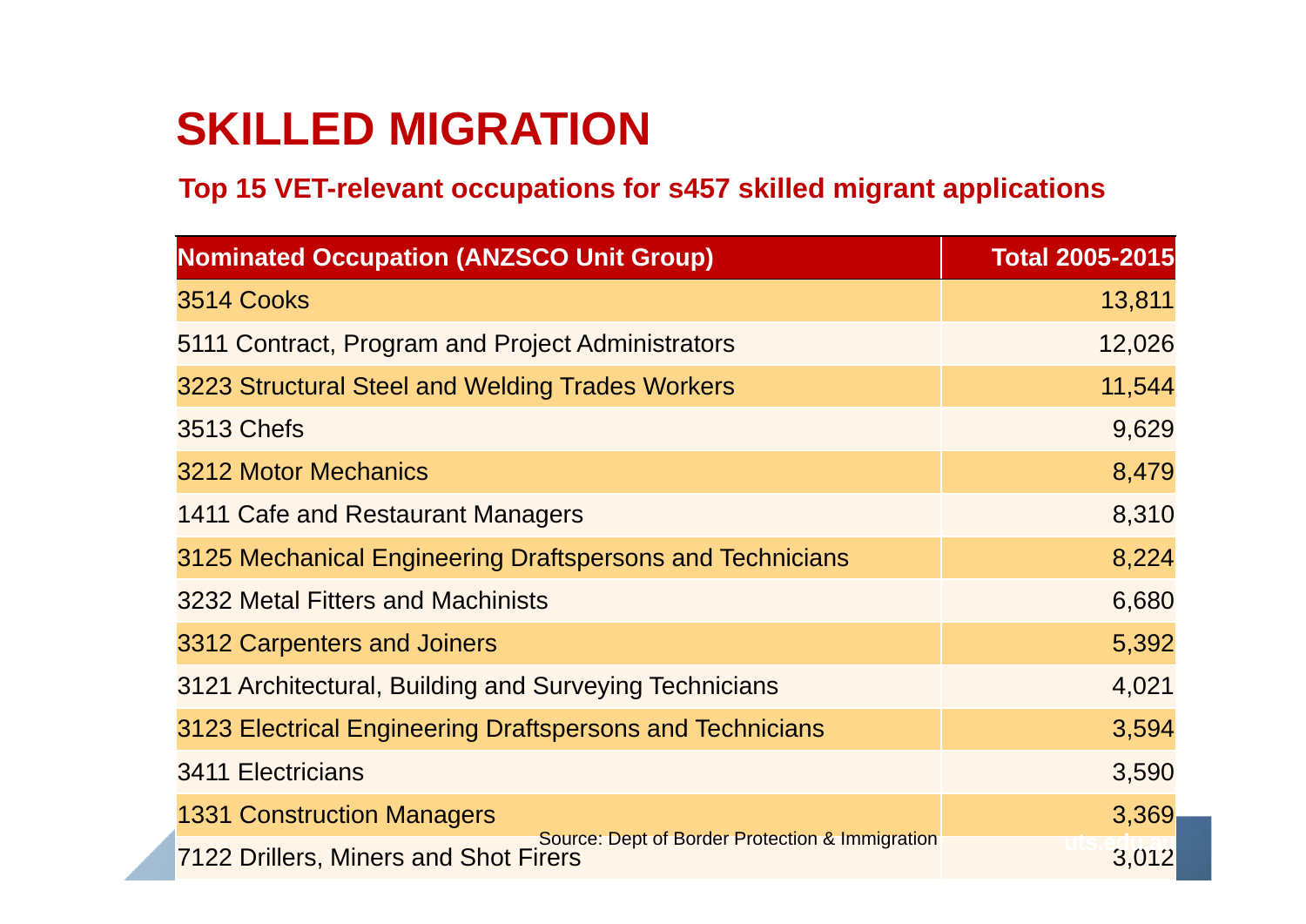# SKILLED MIGRATION

## Top 15 VET-relevant occupations for s457 skilled migrant applications

| Nominated Occupation (ANZSCO Unit Group) | Total 2005-2015 |
|---|---:|
| 3514 Cooks | 13,811 |
| 5111 Contract, Program and Project Administrators | 12,026 |
| 3223 Structural Steel and Welding Trades Workers | 11,544 |
| 3513 Chefs | 9,629 |
| 3212 Motor Mechanics | 8,479 |
| 1411 Cafe and Restaurant Managers | 8,310 |
| 3125 Mechanical Engineering Draftspersons and Technicians | 8,224 |
| 3232 Metal Fitters and Machinists | 6,680 |
| 3312 Carpenters and Joiners | 5,392 |
| 3121 Architectural, Building and Surveying Technicians | 4,021 |
| 3123 Electrical Engineering Draftspersons and Technicians | 3,594 |
| 3411 Electricians | 3,590 |
| 1331 Construction Managers | 3,369 |
| 7122 Drillers, Miners and Shot Firers | 3,012 |

Source: Dept of Border Protection & Immigration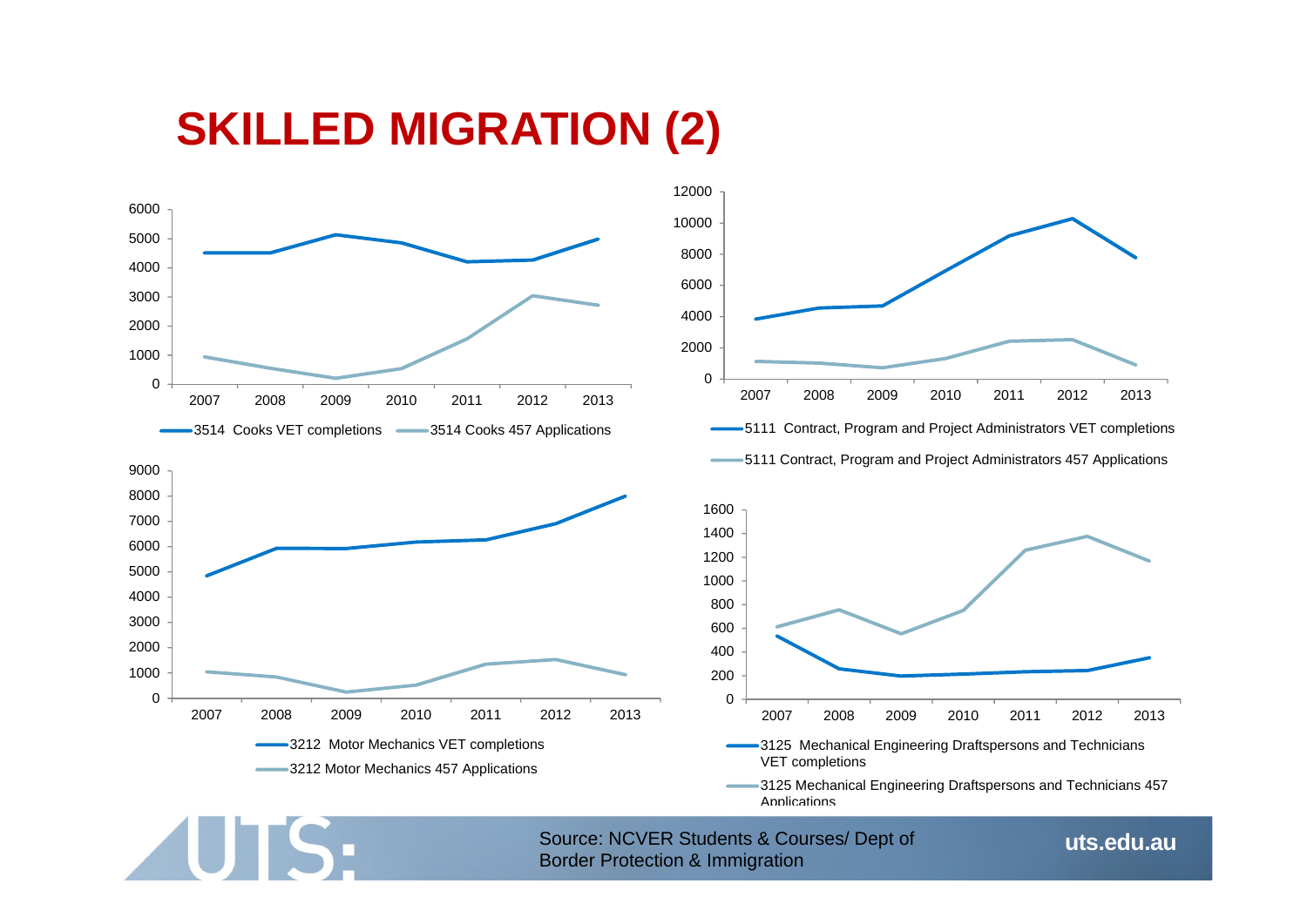# SKILLED MIGRATION (2)

3514 Cooks VET completions | 3514 Cooks 457 Applications

5111 Contract, Program and Project Administrators VET completions

5111 Contract, Program and Project Administrators 457 Applications

3212 Motor Mechanics VET completions

3212 Motor Mechanics 457 Applications

3125 Mechanical Engineering Draftspersons and Technicians VET completions

3125 Mechanical Engineering Draftspersons and Technicians 457 Applications

Source: NCVER Students & Courses/ Dept of Border Protection & Immigration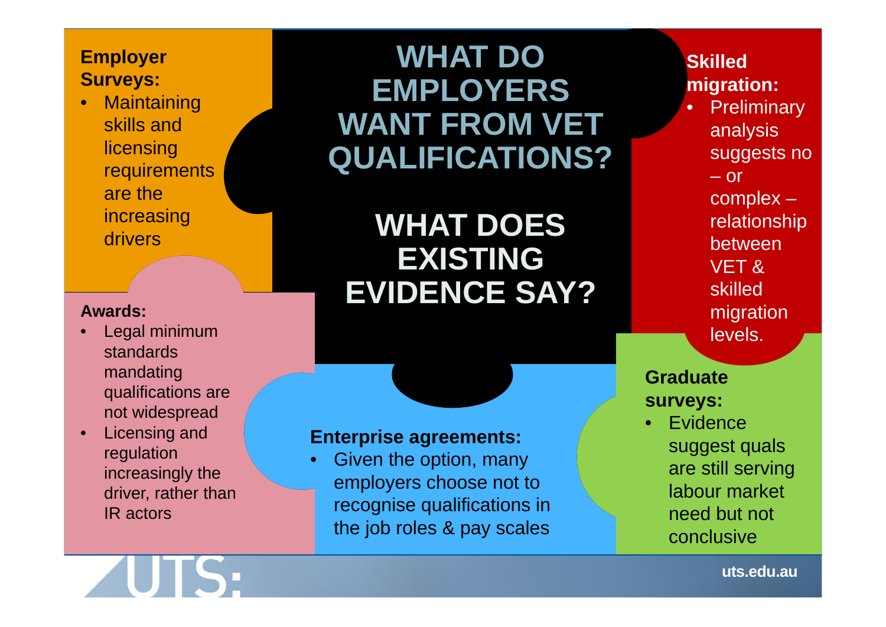# WHAT DO EMPLOYERS WANT FROM VET QUALIFICATIONS?

# WHAT DOES EXISTING EVIDENCE SAY?

**Employer Surveys:**

- Maintaining skills and licensing requirements are the increasing drivers

**Awards:**

- Legal minimum standards mandating qualifications are not widespread
- Licensing and regulation increasingly the driver, rather than IR actors

**Enterprise agreements:**

- Given the option, many employers choose not to recognise qualifications in the job roles & pay scales

**Skilled migration:**

- Preliminary analysis suggests no – or complex – relationship between VET & skilled migration levels.

**Graduate surveys:**

- Evidence suggest quals are still serving labour market need but not conclusive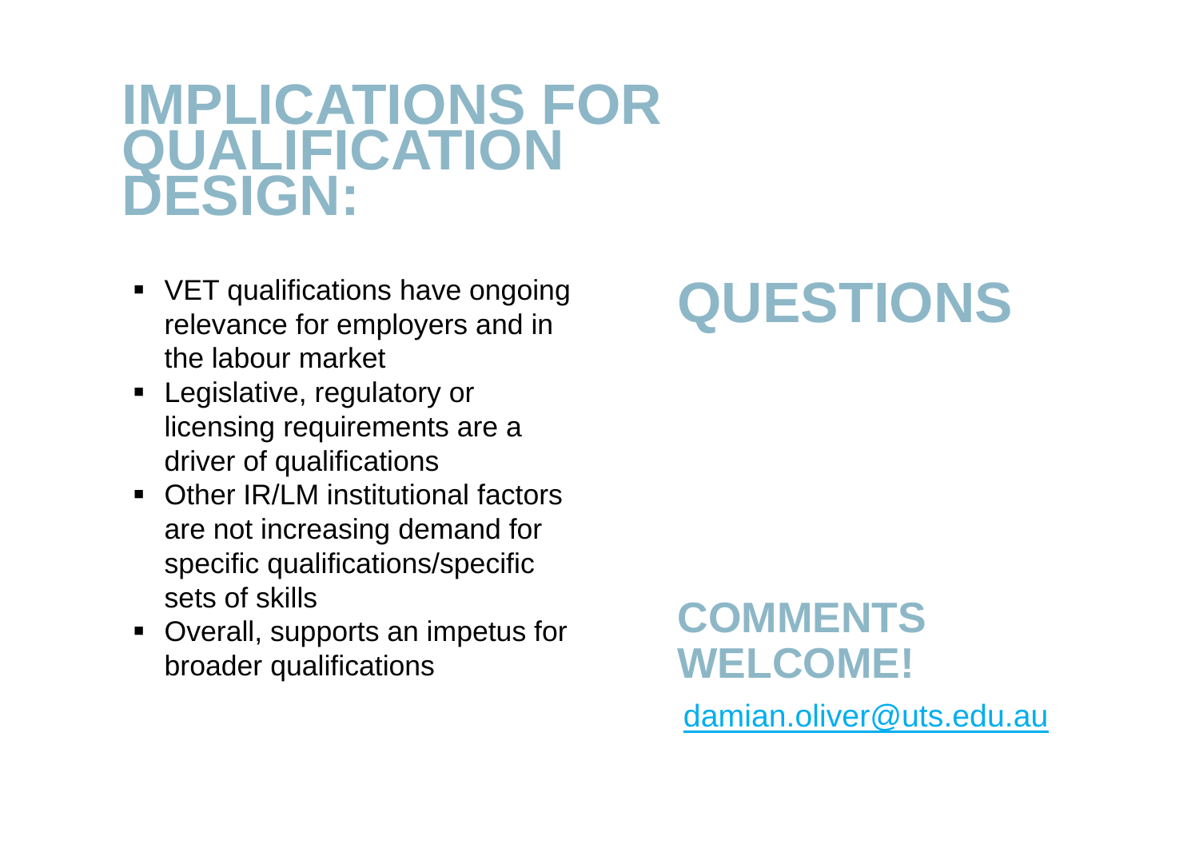# IMPLICATIONS FOR QUALIFICATION DESIGN:

- VET qualifications have ongoing relevance for employers and in the labour market
- Legislative, regulatory or licensing requirements are a driver of qualifications
- Other IR/LM institutional factors are not increasing demand for specific qualifications/specific sets of skills
- Overall, supports an impetus for broader qualifications

# QUESTIONS

## COMMENTS WELCOME!

damian.oliver@uts.edu.au